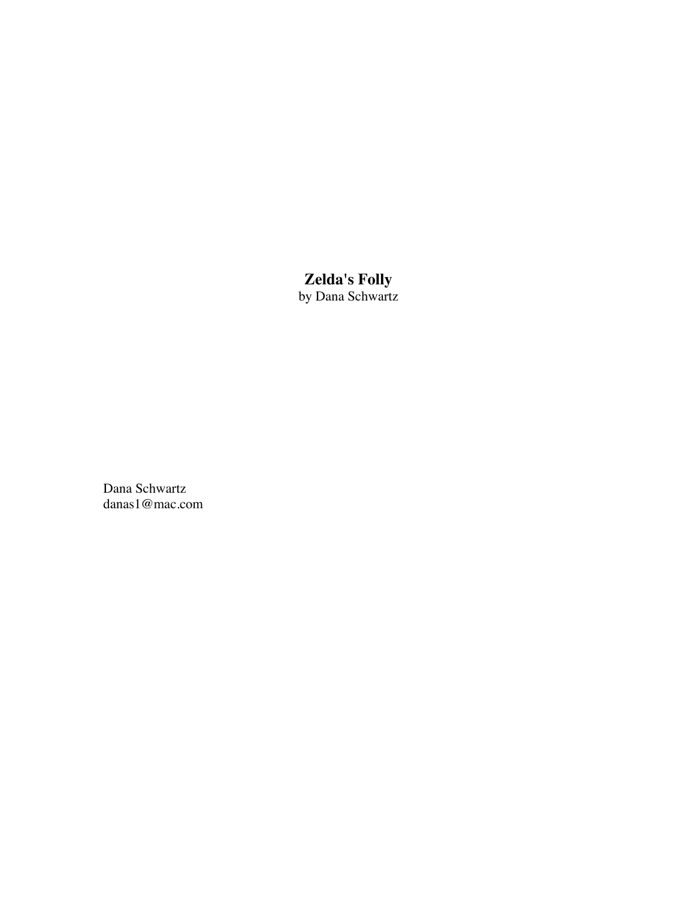# Zelda's Folly

by Dana Schwartz

Dana Schwartz
danas1@mac.com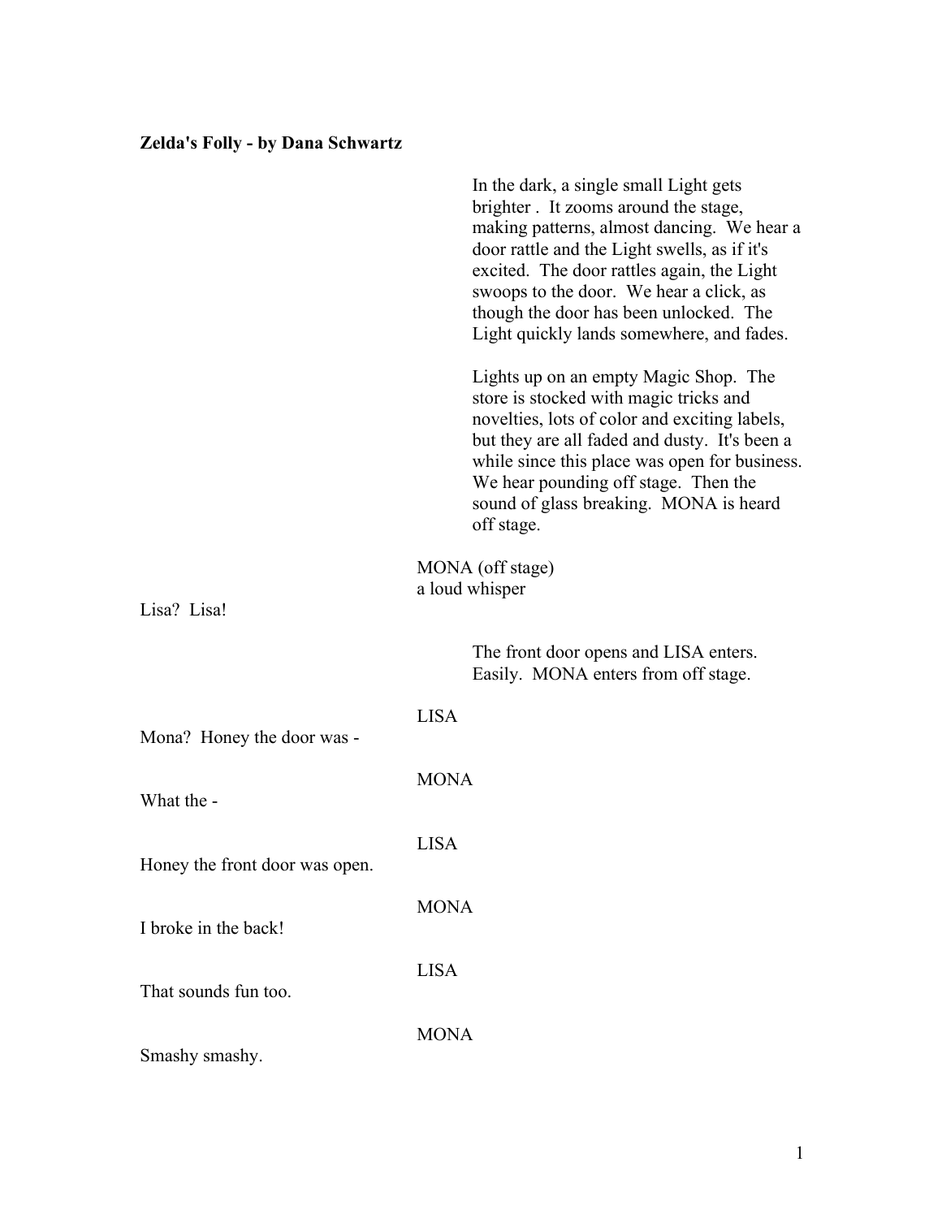**Zelda's Folly - by Dana Schwartz**

In the dark, a single small Light gets brighter . It zooms around the stage, making patterns, almost dancing. We hear a door rattle and the Light swells, as if it's excited. The door rattles again, the Light swoops to the door. We hear a click, as though the door has been unlocked. The Light quickly lands somewhere, and fades.

Lights up on an empty Magic Shop. The store is stocked with magic tricks and novelties, lots of color and exciting labels, but they are all faded and dusty. It's been a while since this place was open for business. We hear pounding off stage. Then the sound of glass breaking. MONA is heard off stage.

MONA (off stage)
a loud whisper

Lisa? Lisa!

The front door opens and LISA enters. Easily. MONA enters from off stage.

LISA

Mona? Honey the door was -

MONA

What the -

LISA

Honey the front door was open.

MONA

I broke in the back!

LISA

That sounds fun too.

MONA

Smashy smashy.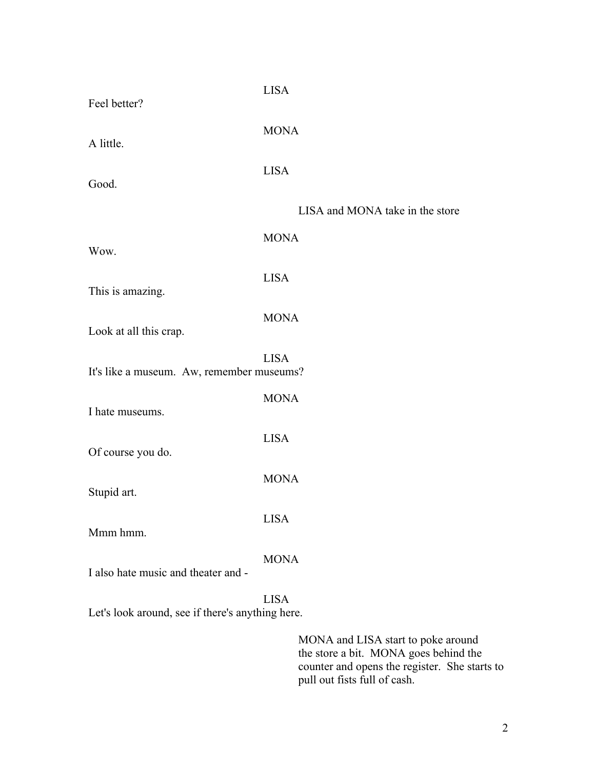LISA

Feel better?

MONA

A little.

LISA

Good.

LISA and MONA take in the store

MONA

Wow.

LISA

This is amazing.

MONA

Look at all this crap.

LISA

It's like a museum.  Aw, remember museums?

MONA

I hate museums.

LISA

Of course you do.

MONA

Stupid art.

LISA

Mmm hmm.

MONA

I also hate music and theater and -

LISA

Let's look around, see if there's anything here.

MONA and LISA start to poke around the store a bit.  MONA goes behind the counter and opens the register.  She starts to pull out fists full of cash.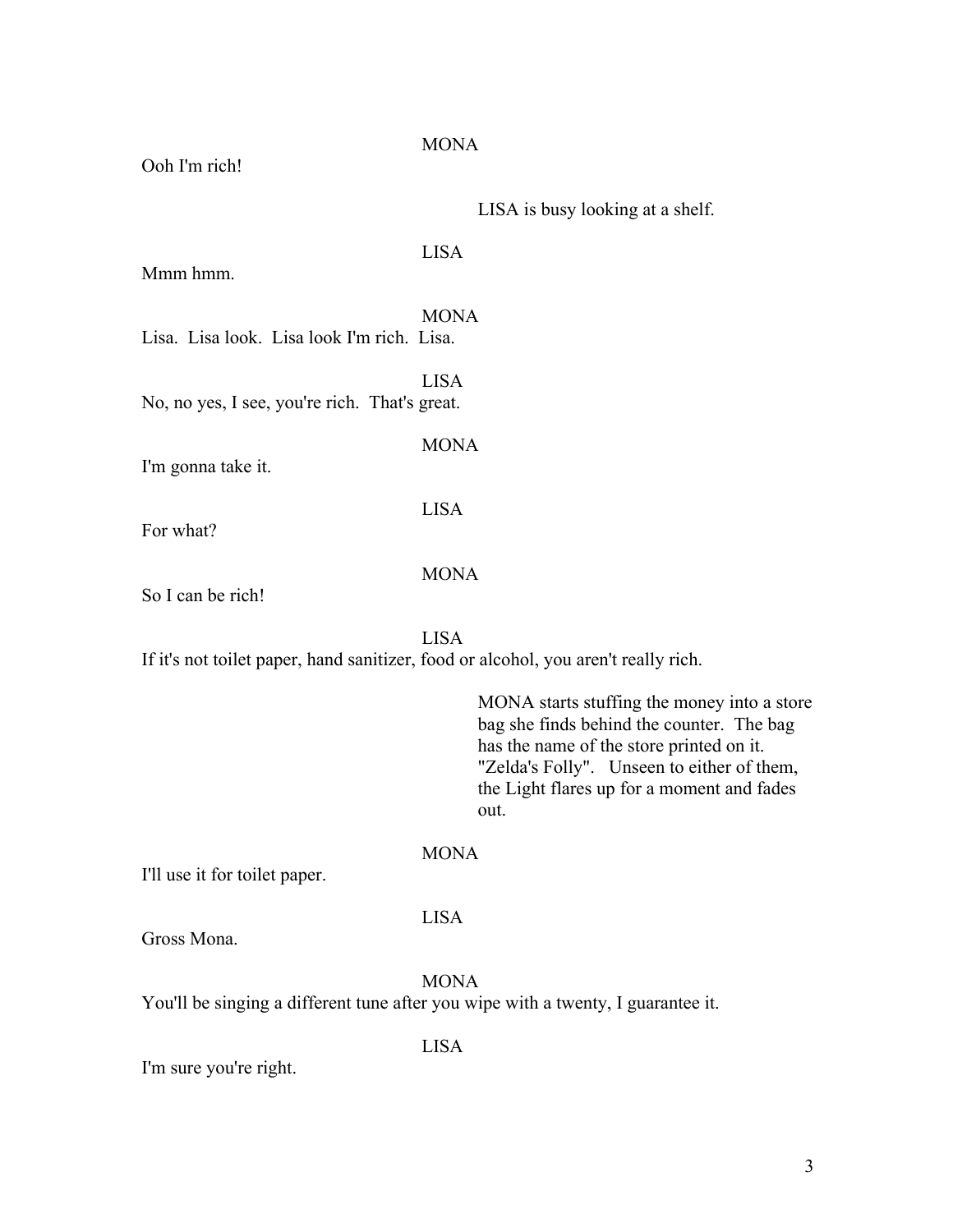MONA

Ooh I'm rich!

LISA is busy looking at a shelf.

LISA

Mmm hmm.

MONA

Lisa. Lisa look. Lisa look I'm rich. Lisa.

LISA

No, no yes, I see, you're rich. That's great.

MONA

I'm gonna take it.

LISA

For what?

MONA

So I can be rich!

LISA

If it's not toilet paper, hand sanitizer, food or alcohol, you aren't really rich.

MONA starts stuffing the money into a store bag she finds behind the counter. The bag has the name of the store printed on it. "Zelda's Folly". Unseen to either of them, the Light flares up for a moment and fades out.

MONA

I'll use it for toilet paper.

LISA

Gross Mona.

MONA

You'll be singing a different tune after you wipe with a twenty, I guarantee it.

LISA

I'm sure you're right.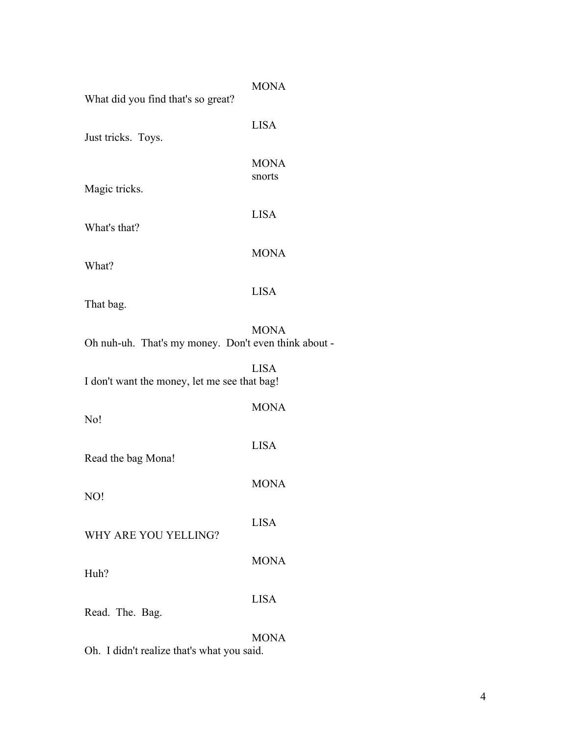MONA

What did you find that's so great?

LISA

Just tricks. Toys.

MONA

snorts

Magic tricks.

LISA

What's that?

MONA

What?

LISA

That bag.

MONA

Oh nuh-uh. That's my money. Don't even think about -

LISA

I don't want the money, let me see that bag!

MONA

No!

LISA

Read the bag Mona!

MONA

NO!

LISA

WHY ARE YOU YELLING?

MONA

Huh?

LISA

Read. The. Bag.

MONA

Oh. I didn't realize that's what you said.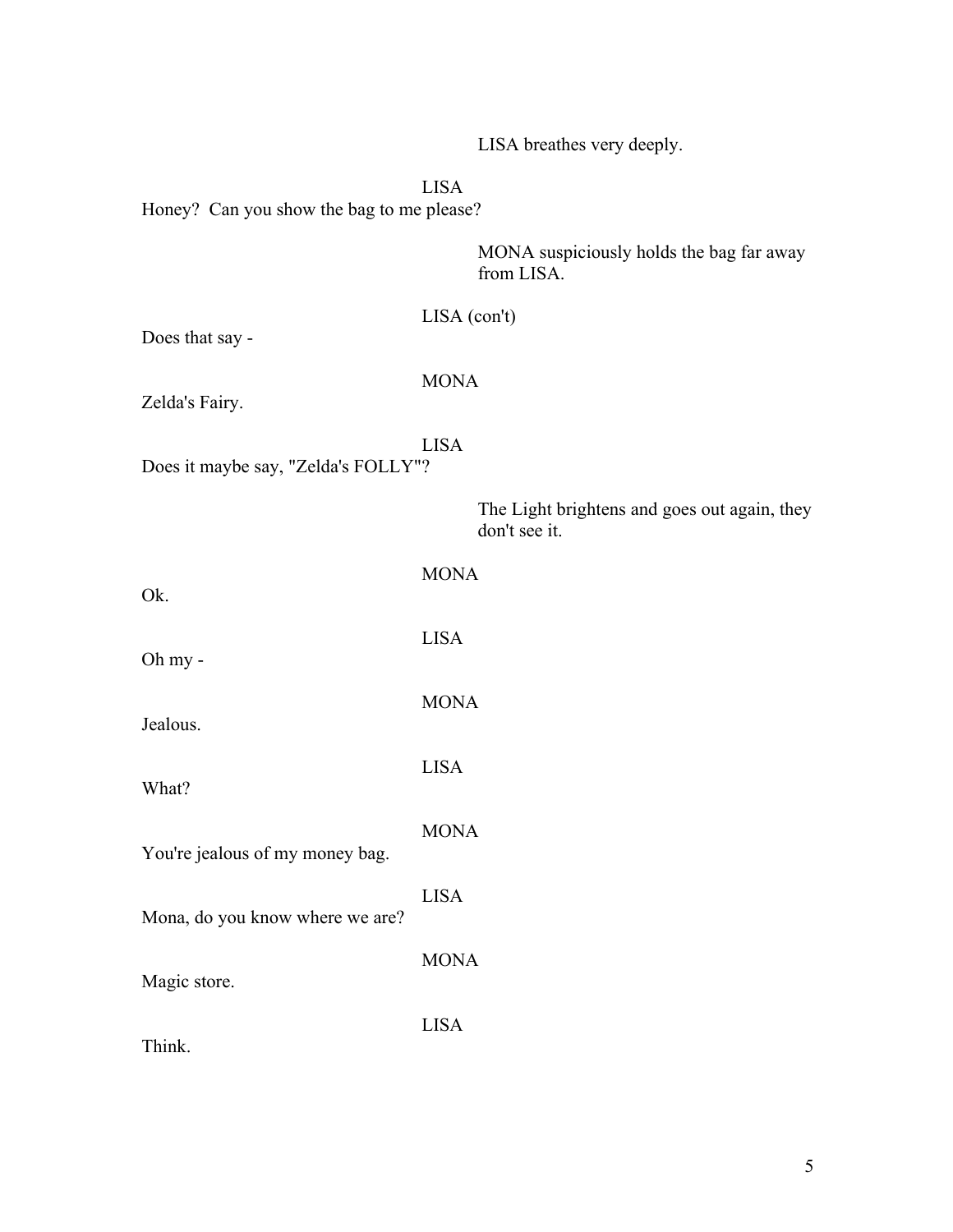LISA breathes very deeply.

LISA

Honey? Can you show the bag to me please?

MONA suspiciously holds the bag far away from LISA.

LISA (con't)

Does that say -

MONA

Zelda's Fairy.

LISA

Does it maybe say, "Zelda's FOLLY"?

The Light brightens and goes out again, they don't see it.

MONA

Ok.

LISA

Oh my -

MONA

Jealous.

LISA

What?

MONA

You're jealous of my money bag.

LISA

Mona, do you know where we are?

MONA

Magic store.

LISA

Think.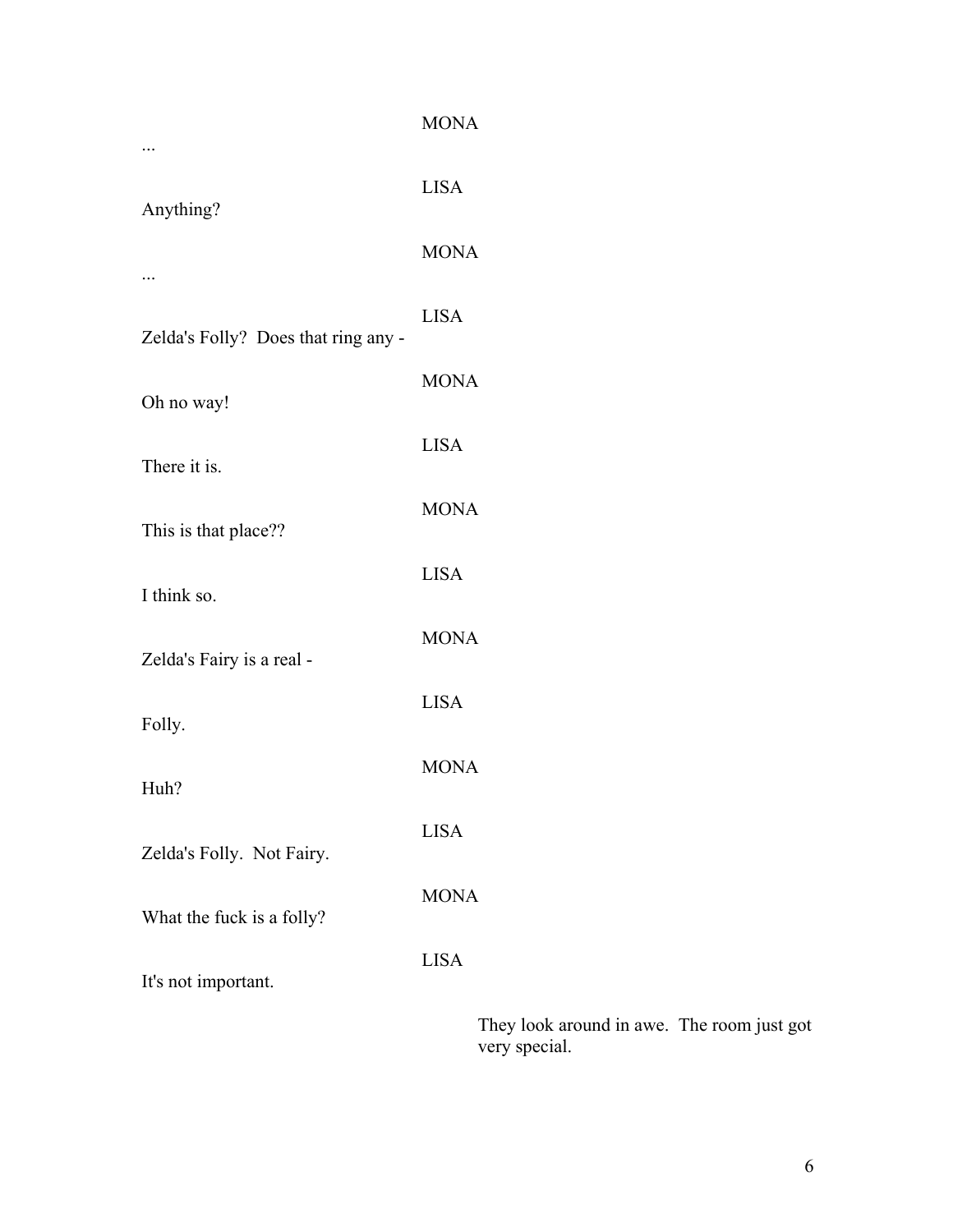MONA

...

LISA

Anything?

MONA

...

LISA

Zelda's Folly?  Does that ring any -

MONA

Oh no way!

LISA

There it is.

MONA

This is that place??

LISA

I think so.

MONA

Zelda's Fairy is a real -

LISA

Folly.

MONA

Huh?

LISA

Zelda's Folly.  Not Fairy.

MONA

What the fuck is a folly?

LISA

It's not important.

*They look around in awe.  The room just got very special.*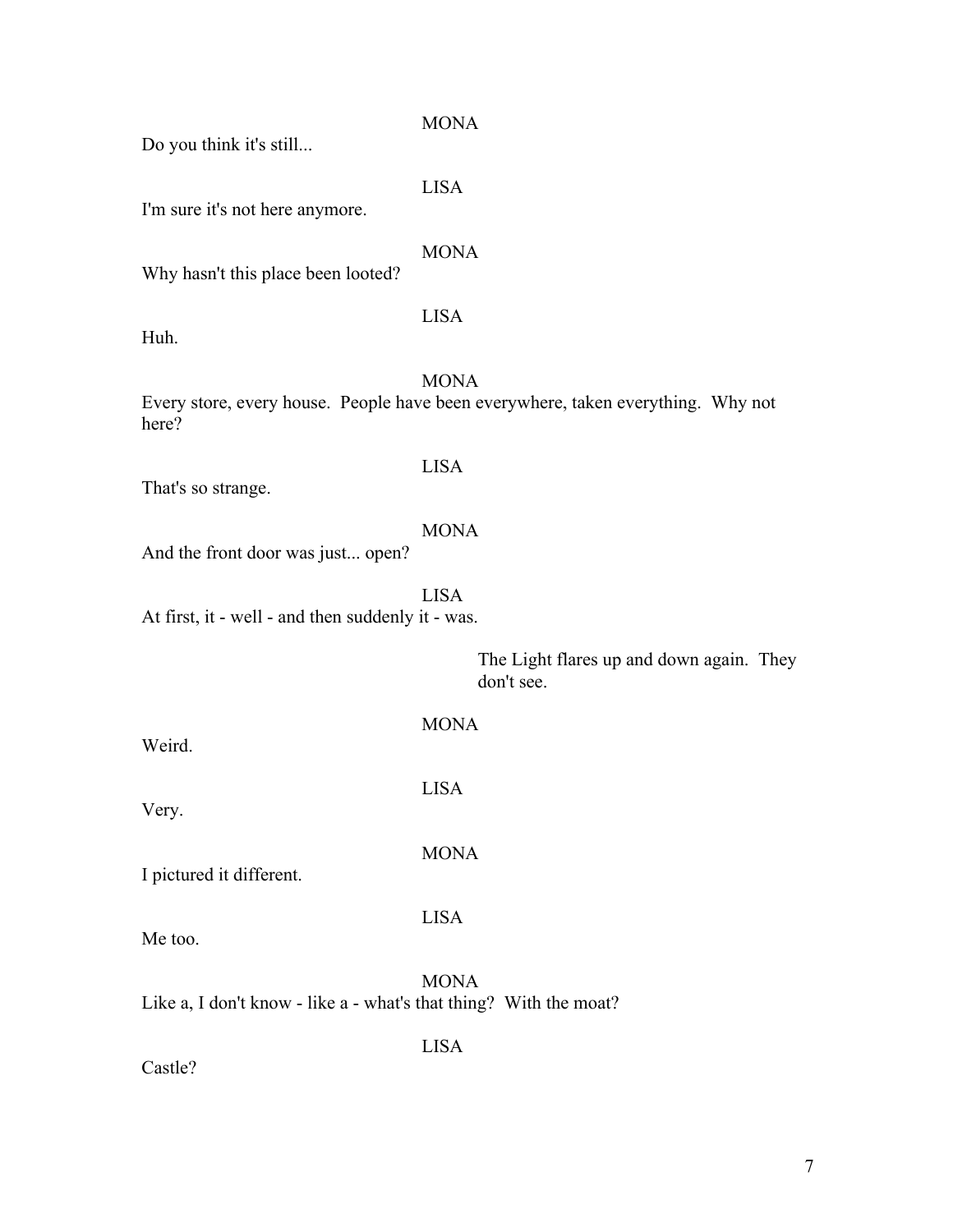MONA
Do you think it's still...

LISA
I'm sure it's not here anymore.

MONA
Why hasn't this place been looted?

LISA
Huh.

MONA
Every store, every house. People have been everywhere, taken everything. Why not here?

LISA
That's so strange.

MONA
And the front door was just... open?

LISA
At first, it - well - and then suddenly it - was.

*The Light flares up and down again. They don't see.*

MONA
Weird.

LISA
Very.

MONA
I pictured it different.

LISA
Me too.

MONA
Like a, I don't know - like a - what's that thing? With the moat?

LISA
Castle?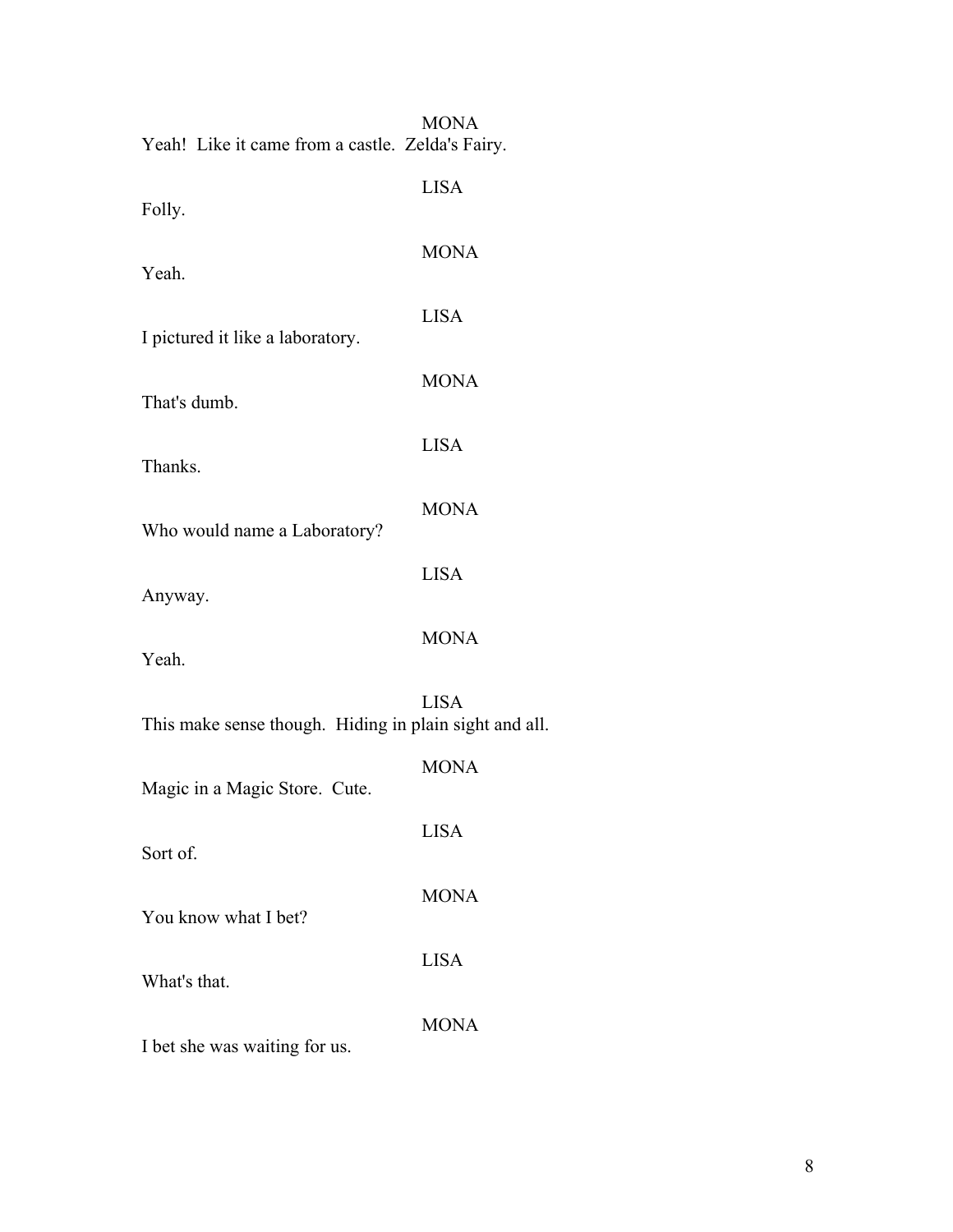MONA
Yeah! Like it came from a castle. Zelda's Fairy.

LISA
Folly.

MONA
Yeah.

LISA
I pictured it like a laboratory.

MONA
That's dumb.

LISA
Thanks.

MONA
Who would name a Laboratory?

LISA
Anyway.

MONA
Yeah.

LISA
This make sense though. Hiding in plain sight and all.

MONA
Magic in a Magic Store. Cute.

LISA
Sort of.

MONA
You know what I bet?

LISA
What's that.

MONA
I bet she was waiting for us.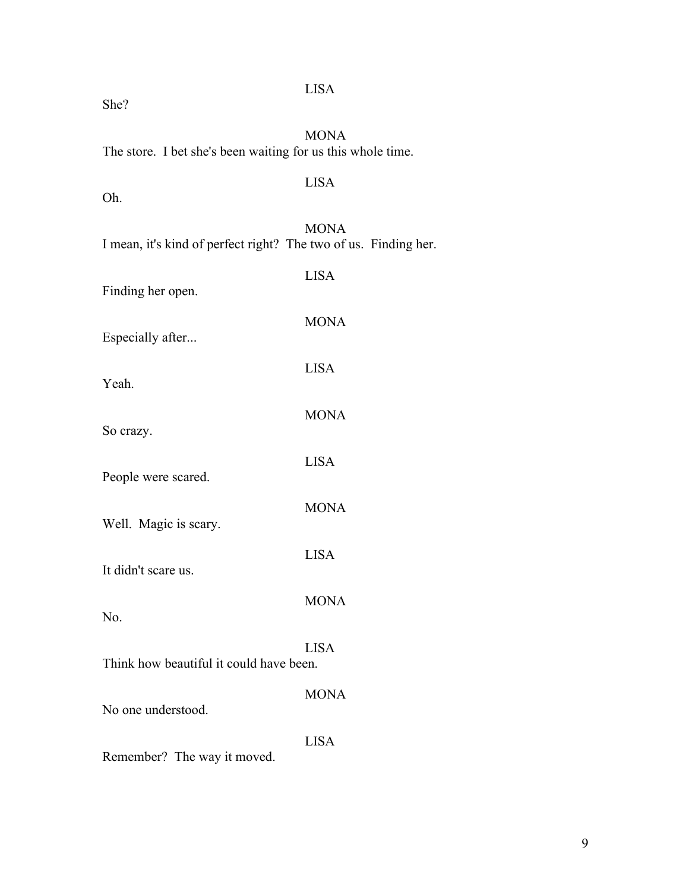LISA

She?

MONA

The store. I bet she's been waiting for us this whole time.

LISA

Oh.

MONA

I mean, it's kind of perfect right? The two of us. Finding her.

LISA

Finding her open.

MONA

Especially after...

LISA

Yeah.

MONA

So crazy.

LISA

People were scared.

MONA

Well. Magic is scary.

LISA

It didn't scare us.

MONA

No.

LISA

Think how beautiful it could have been.

MONA

No one understood.

LISA

Remember? The way it moved.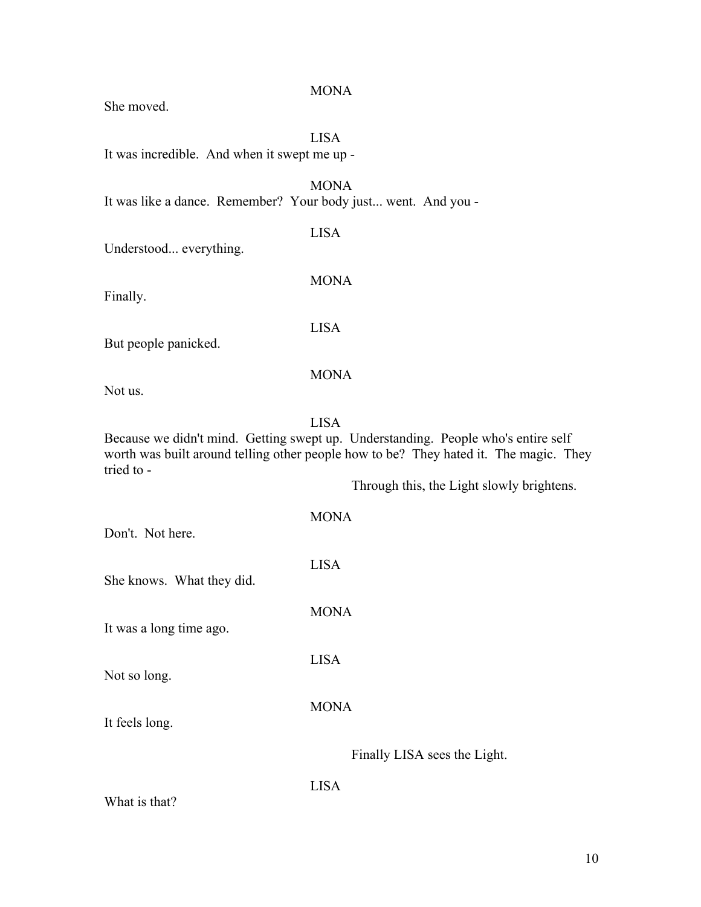MONA

She moved.

LISA

It was incredible. And when it swept me up -

MONA

It was like a dance. Remember? Your body just... went. And you -

LISA

Understood... everything.

MONA

Finally.

LISA

But people panicked.

MONA

Not us.

LISA

Because we didn't mind. Getting swept up. Understanding. People who's entire self worth was built around telling other people how to be? They hated it. The magic. They tried to -

*Through this, the Light slowly brightens.*

MONA

Don't. Not here.

LISA

She knows. What they did.

MONA

It was a long time ago.

LISA

Not so long.

MONA

It feels long.

*Finally LISA sees the Light.*

LISA

What is that?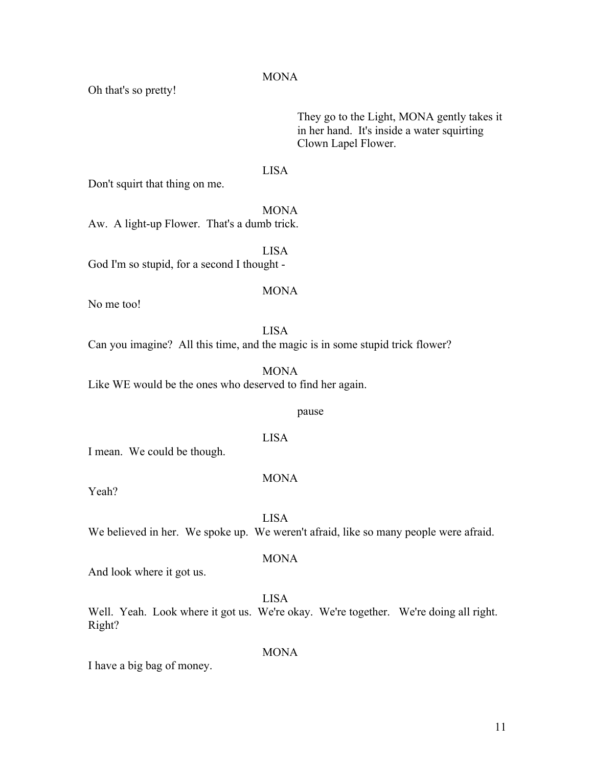MONA

Oh that's so pretty!

They go to the Light, MONA gently takes it in her hand. It's inside a water squirting Clown Lapel Flower.

LISA

Don't squirt that thing on me.

MONA

Aw. A light-up Flower. That's a dumb trick.

LISA

God I'm so stupid, for a second I thought -

MONA

No me too!

LISA

Can you imagine? All this time, and the magic is in some stupid trick flower?

MONA

Like WE would be the ones who deserved to find her again.

pause

LISA

I mean. We could be though.

MONA

Yeah?

LISA

We believed in her. We spoke up. We weren't afraid, like so many people were afraid.

MONA

And look where it got us.

LISA

Well. Yeah. Look where it got us. We're okay. We're together. We're doing all right. Right?

MONA

I have a big bag of money.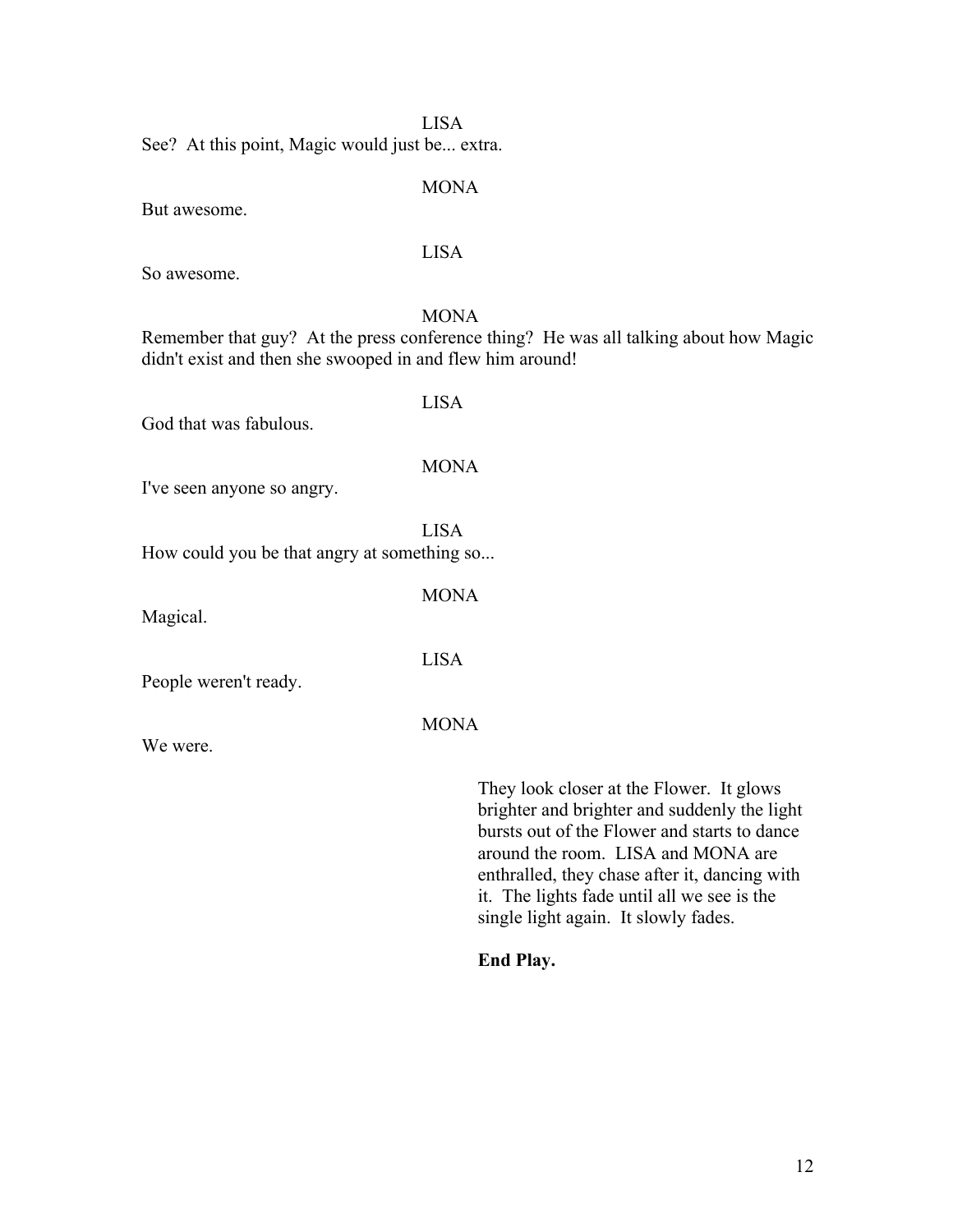LISA

See? At this point, Magic would just be... extra.

MONA

But awesome.

LISA

So awesome.

MONA

Remember that guy? At the press conference thing? He was all talking about how Magic didn't exist and then she swooped in and flew him around!

LISA

God that was fabulous.

MONA

I've seen anyone so angry.

LISA

How could you be that angry at something so...

MONA

Magical.

LISA

People weren't ready.

MONA

We were.

> They look closer at the Flower. It glows brighter and brighter and suddenly the light bursts out of the Flower and starts to dance around the room. LISA and MONA are enthralled, they chase after it, dancing with it. The lights fade until all we see is the single light again. It slowly fades.

**End Play.**